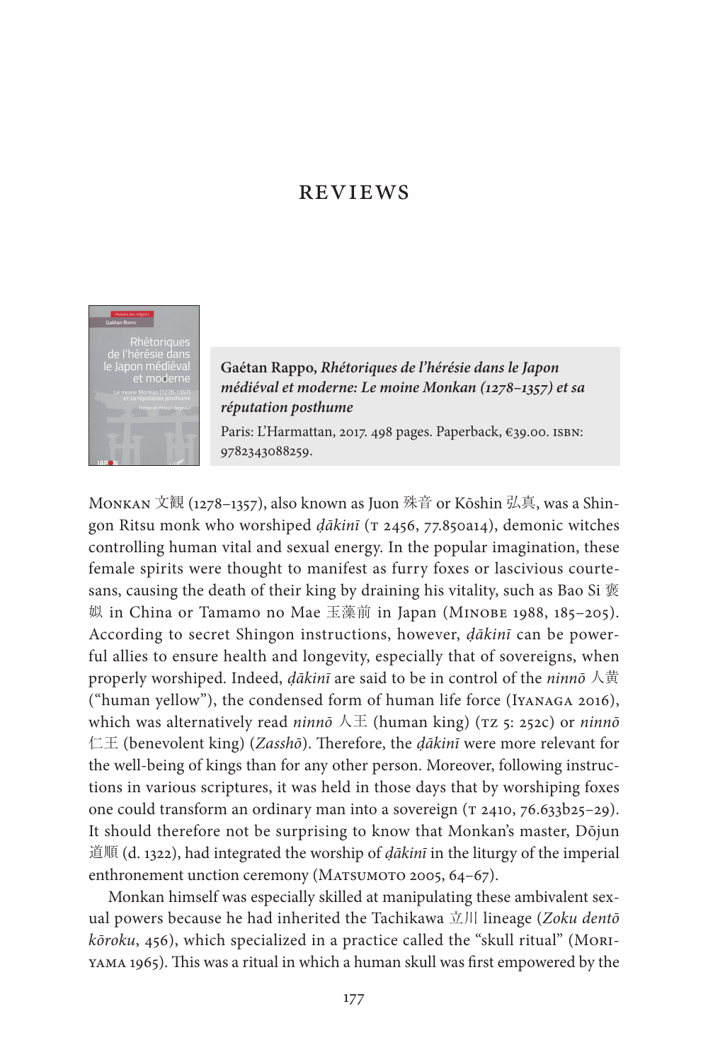# REVIEWS

**Gaétan Rappo, *Rhétoriques de l'hérésie dans le Japon médiéval et moderne: Le moine Monkan (1278–1357) et sa réputation posthume***

Paris: L'Harmattan, 2017. 498 pages. Paperback, €39.00. ISBN: 9782343088259.

Monkan 文観 (1278–1357), also known as Juon 殊音 or Kōshin 弘真, was a Shingon Ritsu monk who worshiped *ḍākinī* (T 2456, 77.850a14), demonic witches controlling human vital and sexual energy. In the popular imagination, these female spirits were thought to manifest as furry foxes or lascivious courtesans, causing the death of their king by draining his vitality, such as Bao Si 褒姒 in China or Tamamo no Mae 玉藻前 in Japan (Minobe 1988, 185–205). According to secret Shingon instructions, however, *ḍākinī* can be powerful allies to ensure health and longevity, especially that of sovereigns, when properly worshiped. Indeed, *ḍākinī* are said to be in control of the *ninnō* 人黄 ("human yellow"), the condensed form of human life force (Iyanaga 2016), which was alternatively read *ninnō* 人王 (human king) (TZ 5: 252c) or *ninnō* 仁王 (benevolent king) (*Zasshō*). Therefore, the *ḍākinī* were more relevant for the well-being of kings than for any other person. Moreover, following instructions in various scriptures, it was held in those days that by worshiping foxes one could transform an ordinary man into a sovereign (T 2410, 76.633b25–29). It should therefore not be surprising to know that Monkan's master, Dōjun 道順 (d. 1322), had integrated the worship of *ḍākinī* in the liturgy of the imperial enthronement unction ceremony (Matsumoto 2005, 64–67).

Monkan himself was especially skilled at manipulating these ambivalent sexual powers because he had inherited the Tachikawa 立川 lineage (*Zoku dentō kōroku*, 456), which specialized in a practice called the "skull ritual" (Moriyama 1965). This was a ritual in which a human skull was first empowered by the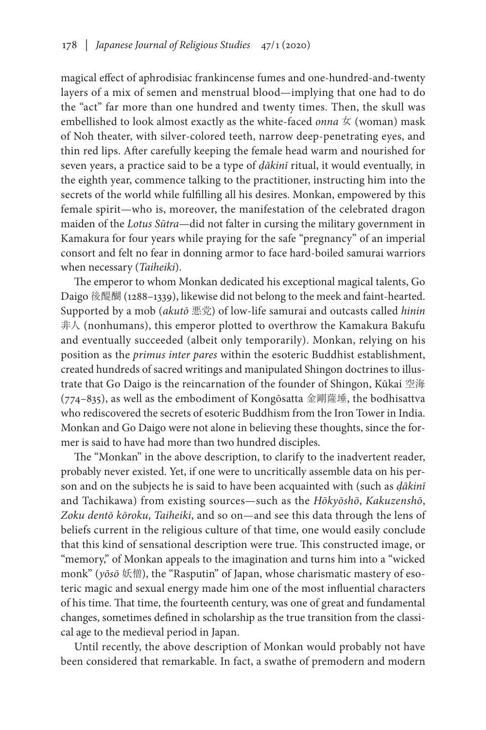magical effect of aphrodisiac frankincense fumes and one-hundred-and-twenty layers of a mix of semen and menstrual blood—implying that one had to do the "act" far more than one hundred and twenty times. Then, the skull was embellished to look almost exactly as the white-faced *onna* 女 (woman) mask of Noh theater, with silver-colored teeth, narrow deep-penetrating eyes, and thin red lips. After carefully keeping the female head warm and nourished for seven years, a practice said to be a type of *ḍākinī* ritual, it would eventually, in the eighth year, commence talking to the practitioner, instructing him into the secrets of the world while fulfilling all his desires. Monkan, empowered by this female spirit—who is, moreover, the manifestation of the celebrated dragon maiden of the *Lotus Sūtra*—did not falter in cursing the military government in Kamakura for four years while praying for the safe "pregnancy" of an imperial consort and felt no fear in donning armor to face hard-boiled samurai warriors when necessary (*Taiheiki*).

The emperor to whom Monkan dedicated his exceptional magical talents, Go Daigo 後醍醐 (1288–1339), likewise did not belong to the meek and faint-hearted. Supported by a mob (*akutō* 悪党) of low-life samurai and outcasts called *hinin* 非人 (nonhumans), this emperor plotted to overthrow the Kamakura Bakufu and eventually succeeded (albeit only temporarily). Monkan, relying on his position as the *primus inter pares* within the esoteric Buddhist establishment, created hundreds of sacred writings and manipulated Shingon doctrines to illustrate that Go Daigo is the reincarnation of the founder of Shingon, Kūkai 空海 (774–835), as well as the embodiment of Kongōsatta 金剛薩埵, the bodhisattva who rediscovered the secrets of esoteric Buddhism from the Iron Tower in India. Monkan and Go Daigo were not alone in believing these thoughts, since the former is said to have had more than two hundred disciples.

The "Monkan" in the above description, to clarify to the inadvertent reader, probably never existed. Yet, if one were to uncritically assemble data on his person and on the subjects he is said to have been acquainted with (such as *ḍākinī* and Tachikawa) from existing sources—such as the *Hōkyōshō*, *Kakuzenshō*, *Zoku dentō kōroku*, *Taiheiki*, and so on—and see this data through the lens of beliefs current in the religious culture of that time, one would easily conclude that this kind of sensational description were true. This constructed image, or "memory," of Monkan appeals to the imagination and turns him into a "wicked monk" (*yōsō* 妖僧), the "Rasputin" of Japan, whose charismatic mastery of esoteric magic and sexual energy made him one of the most influential characters of his time. That time, the fourteenth century, was one of great and fundamental changes, sometimes defined in scholarship as the true transition from the classical age to the medieval period in Japan.

Until recently, the above description of Monkan would probably not have been considered that remarkable. In fact, a swathe of premodern and modern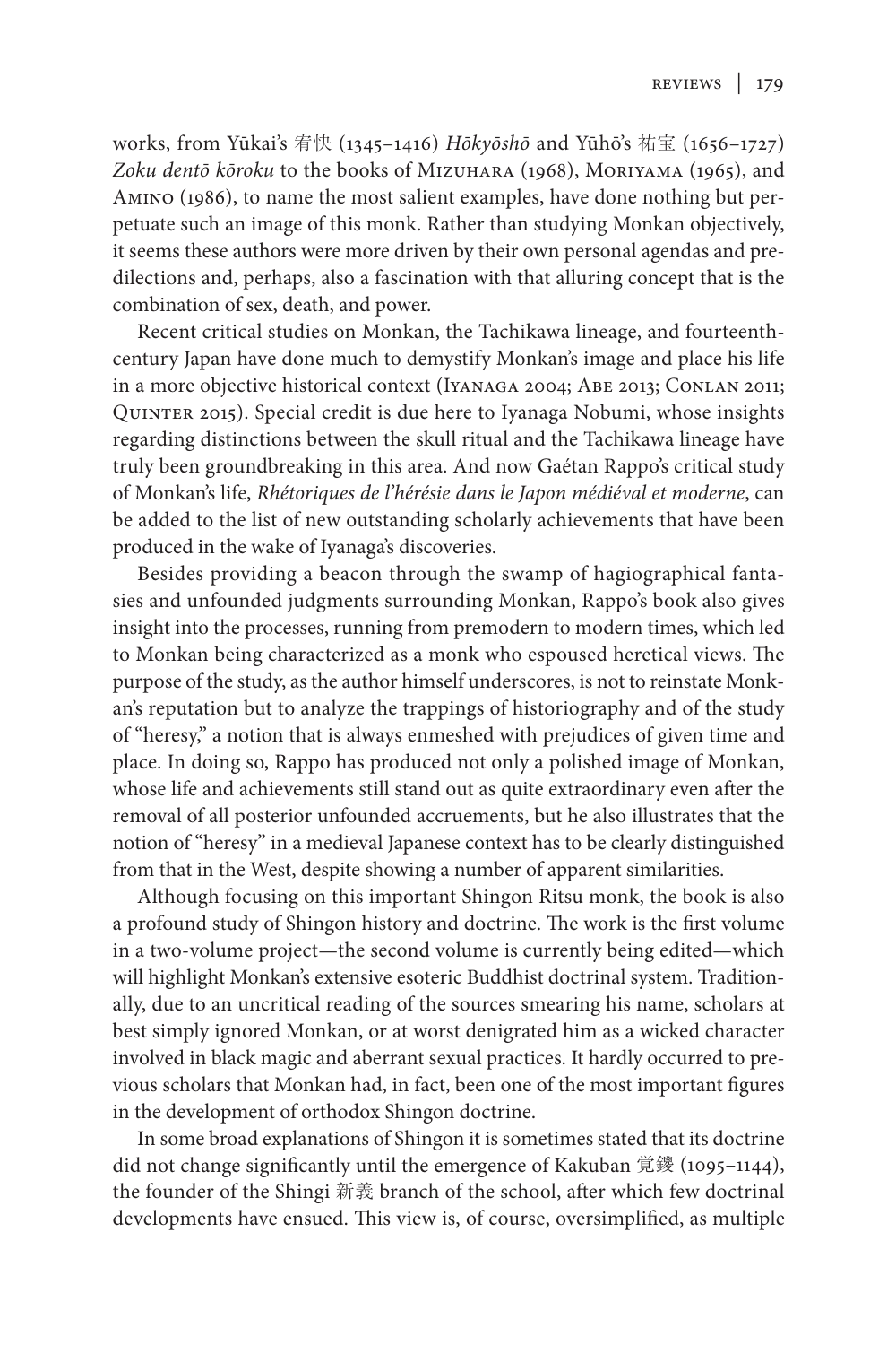works, from Yūkai's 宥快 (1345–1416) *Hōkyōshō* and Yūhō's 祐宝 (1656–1727) *Zoku dentō kōroku* to the books of Mizuhara (1968), Moriyama (1965), and Amino (1986), to name the most salient examples, have done nothing but perpetuate such an image of this monk. Rather than studying Monkan objectively, it seems these authors were more driven by their own personal agendas and predilections and, perhaps, also a fascination with that alluring concept that is the combination of sex, death, and power.

Recent critical studies on Monkan, the Tachikawa lineage, and fourteenth-century Japan have done much to demystify Monkan's image and place his life in a more objective historical context (Iyanaga 2004; Abe 2013; Conlan 2011; Quinter 2015). Special credit is due here to Iyanaga Nobumi, whose insights regarding distinctions between the skull ritual and the Tachikawa lineage have truly been groundbreaking in this area. And now Gaétan Rappo's critical study of Monkan's life, *Rhétoriques de l'hérésie dans le Japon médiéval et moderne*, can be added to the list of new outstanding scholarly achievements that have been produced in the wake of Iyanaga's discoveries.

Besides providing a beacon through the swamp of hagiographical fantasies and unfounded judgments surrounding Monkan, Rappo's book also gives insight into the processes, running from premodern to modern times, which led to Monkan being characterized as a monk who espoused heretical views. The purpose of the study, as the author himself underscores, is not to reinstate Monkan's reputation but to analyze the trappings of historiography and of the study of "heresy," a notion that is always enmeshed with prejudices of given time and place. In doing so, Rappo has produced not only a polished image of Monkan, whose life and achievements still stand out as quite extraordinary even after the removal of all posterior unfounded accruements, but he also illustrates that the notion of "heresy" in a medieval Japanese context has to be clearly distinguished from that in the West, despite showing a number of apparent similarities.

Although focusing on this important Shingon Ritsu monk, the book is also a profound study of Shingon history and doctrine. The work is the first volume in a two-volume project—the second volume is currently being edited—which will highlight Monkan's extensive esoteric Buddhist doctrinal system. Traditionally, due to an uncritical reading of the sources smearing his name, scholars at best simply ignored Monkan, or at worst denigrated him as a wicked character involved in black magic and aberrant sexual practices. It hardly occurred to previous scholars that Monkan had, in fact, been one of the most important figures in the development of orthodox Shingon doctrine.

In some broad explanations of Shingon it is sometimes stated that its doctrine did not change significantly until the emergence of Kakuban 覚鑁 (1095–1144), the founder of the Shingi 新義 branch of the school, after which few doctrinal developments have ensued. This view is, of course, oversimplified, as multiple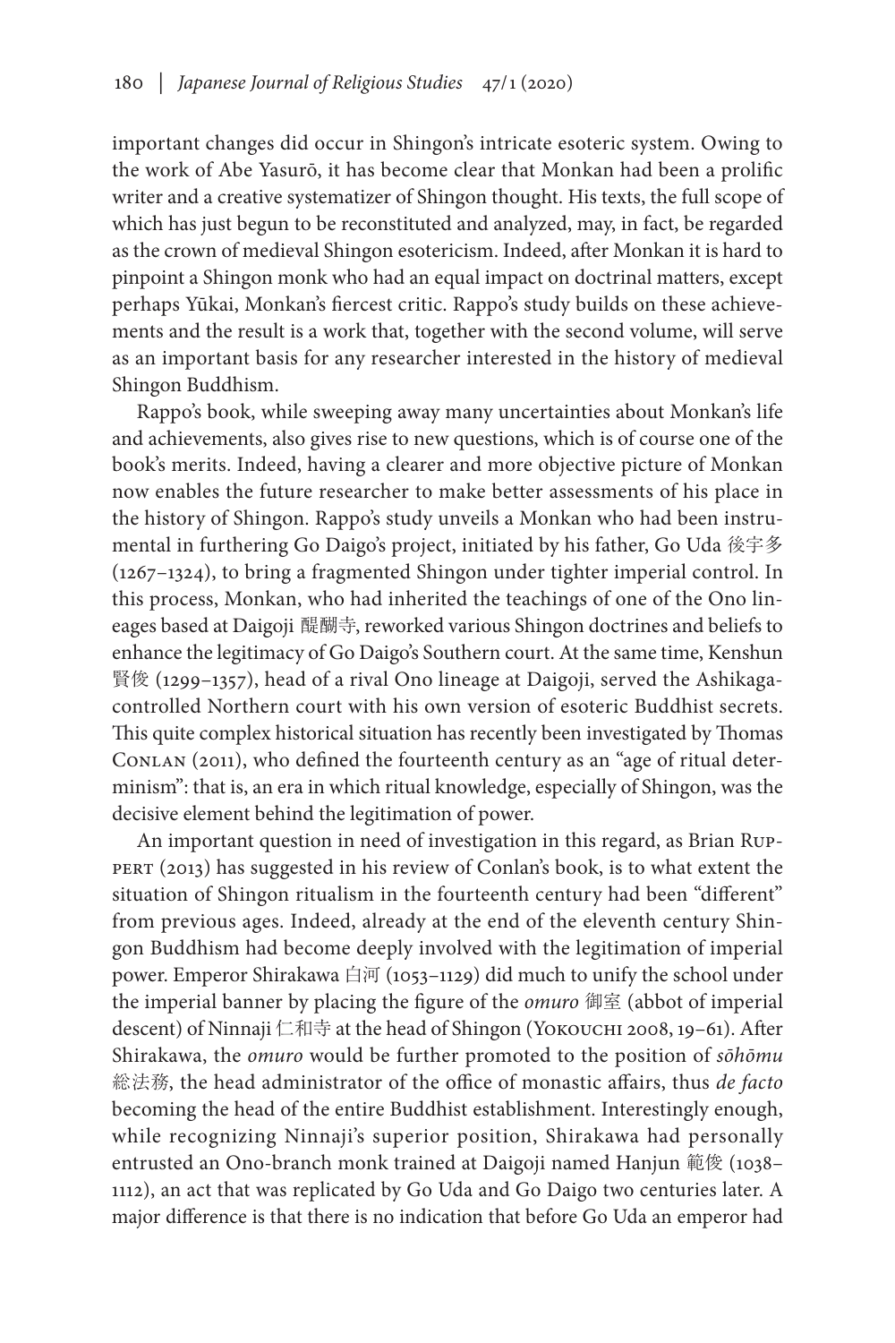important changes did occur in Shingon's intricate esoteric system. Owing to the work of Abe Yasurō, it has become clear that Monkan had been a prolific writer and a creative systematizer of Shingon thought. His texts, the full scope of which has just begun to be reconstituted and analyzed, may, in fact, be regarded as the crown of medieval Shingon esotericism. Indeed, after Monkan it is hard to pinpoint a Shingon monk who had an equal impact on doctrinal matters, except perhaps Yūkai, Monkan's fiercest critic. Rappo's study builds on these achievements and the result is a work that, together with the second volume, will serve as an important basis for any researcher interested in the history of medieval Shingon Buddhism.

Rappo's book, while sweeping away many uncertainties about Monkan's life and achievements, also gives rise to new questions, which is of course one of the book's merits. Indeed, having a clearer and more objective picture of Monkan now enables the future researcher to make better assessments of his place in the history of Shingon. Rappo's study unveils a Monkan who had been instrumental in furthering Go Daigo's project, initiated by his father, Go Uda 後宇多 (1267–1324), to bring a fragmented Shingon under tighter imperial control. In this process, Monkan, who had inherited the teachings of one of the Ono lineages based at Daigoji 醍醐寺, reworked various Shingon doctrines and beliefs to enhance the legitimacy of Go Daigo's Southern court. At the same time, Kenshun 賢俊 (1299–1357), head of a rival Ono lineage at Daigoji, served the Ashikaga-controlled Northern court with his own version of esoteric Buddhist secrets. This quite complex historical situation has recently been investigated by Thomas Conlan (2011), who defined the fourteenth century as an "age of ritual determinism": that is, an era in which ritual knowledge, especially of Shingon, was the decisive element behind the legitimation of power.

An important question in need of investigation in this regard, as Brian Ruppert (2013) has suggested in his review of Conlan's book, is to what extent the situation of Shingon ritualism in the fourteenth century had been "different" from previous ages. Indeed, already at the end of the eleventh century Shingon Buddhism had become deeply involved with the legitimation of imperial power. Emperor Shirakawa 白河 (1053–1129) did much to unify the school under the imperial banner by placing the figure of the *omuro* 御室 (abbot of imperial descent) of Ninnaji 仁和寺 at the head of Shingon (Yokouchi 2008, 19–61). After Shirakawa, the *omuro* would be further promoted to the position of *sōhōmu* 総法務, the head administrator of the office of monastic affairs, thus *de facto* becoming the head of the entire Buddhist establishment. Interestingly enough, while recognizing Ninnaji's superior position, Shirakawa had personally entrusted an Ono-branch monk trained at Daigoji named Hanjun 範俊 (1038–1112), an act that was replicated by Go Uda and Go Daigo two centuries later. A major difference is that there is no indication that before Go Uda an emperor had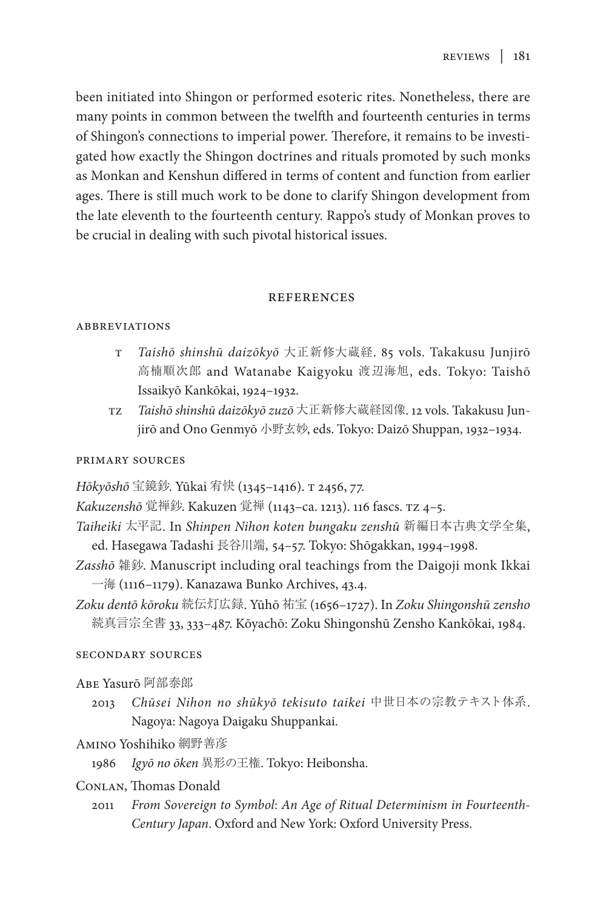been initiated into Shingon or performed esoteric rites. Nonetheless, there are many points in common between the twelfth and fourteenth centuries in terms of Shingon's connections to imperial power. Therefore, it remains to be investigated how exactly the Shingon doctrines and rituals promoted by such monks as Monkan and Kenshun differed in terms of content and function from earlier ages. There is still much work to be done to clarify Shingon development from the late eleventh to the fourteenth century. Rappo's study of Monkan proves to be crucial in dealing with such pivotal historical issues.

## REFERENCES

### ABBREVIATIONS

- T *Taishō shinshū daizōkyō* 大正新修大蔵経. 85 vols. Takakusu Junjirō 高楠順次郎 and Watanabe Kaigyoku 渡辺海旭, eds. Tokyo: Taishō Issaikyō Kankōkai, 1924–1932.
- TZ *Taishō shinshū daizōkyō zuzō* 大正新修大蔵経図像. 12 vols. Takakusu Junjirō and Ono Genmyō 小野玄妙, eds. Tokyo: Daizō Shuppan, 1932–1934.

### PRIMARY SOURCES

*Hōkyōshō* 宝鏡鈔. Yūkai 宥快 (1345–1416). T 2456, 77.

*Kakuzenshō* 覚禅鈔. Kakuzen 覚禅 (1143–ca. 1213). 116 fascs. TZ 4–5.

*Taiheiki* 太平記. In *Shinpen Nihon koten bungaku zenshū* 新編日本古典文学全集, ed. Hasegawa Tadashi 長谷川端, 54–57. Tokyo: Shōgakkan, 1994–1998.

*Zasshō* 雑鈔. Manuscript including oral teachings from the Daigoji monk Ikkai 一海 (1116–1179). Kanazawa Bunko Archives, 43.4.

*Zoku dentō kōroku* 続伝灯広録. Yūhō 祐宝 (1656–1727). In *Zoku Shingonshū zensho* 続真言宗全書 33, 333–487. Kōyachō: Zoku Shingonshū Zensho Kankōkai, 1984.

### SECONDARY SOURCES

ABE Yasurō 阿部泰郎

2013 *Chūsei Nihon no shūkyō tekisuto taikei* 中世日本の宗教テキスト体系. Nagoya: Nagoya Daigaku Shuppankai.

AMINO Yoshihiko 網野善彦

1986 *Igyō no ōken* 異形の王権. Tokyo: Heibonsha.

CONLAN, Thomas Donald

2011 *From Sovereign to Symbol*: *An Age of Ritual Determinism in Fourteenth-Century Japan*. Oxford and New York: Oxford University Press.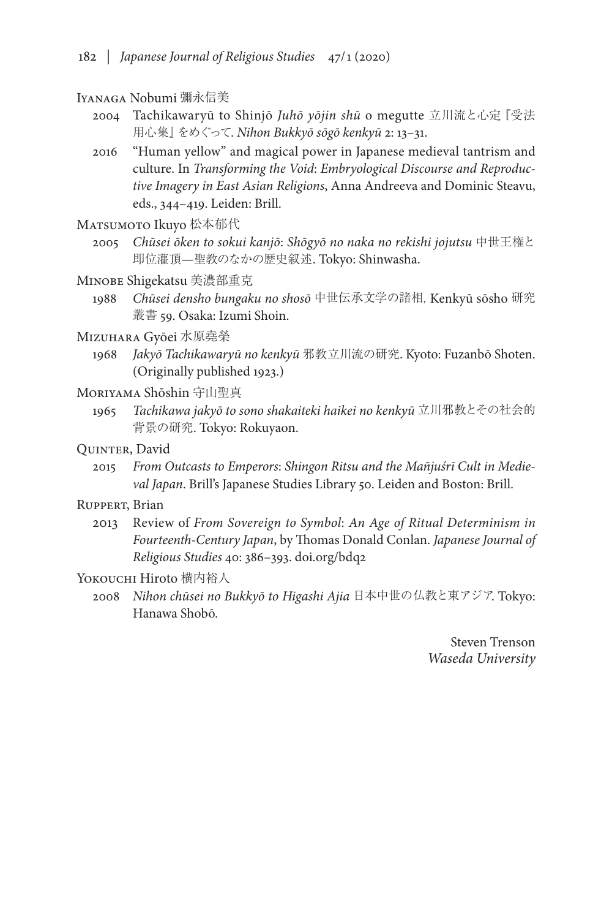Iyanaga Nobumi 彌永信美

2004 Tachikawaryū to Shinjō *Juhō yōjin shū* o megutte 立川流と心定『受法用心集』をめぐって. *Nihon Bukkyō sōgō kenkyū* 2: 13–31.

2016 "Human yellow" and magical power in Japanese medieval tantrism and culture. In *Transforming the Void*: *Embryological Discourse and Reproductive Imagery in East Asian Religions*, Anna Andreeva and Dominic Steavu, eds., 344–419. Leiden: Brill.

Matsumoto Ikuyo 松本郁代

2005 *Chūsei ōken to sokui kanjō*: *Shōgyō no naka no rekishi jojutsu* 中世王権と即位灌頂—聖教のなかの歴史叙述. Tokyo: Shinwasha.

Minobe Shigekatsu 美濃部重克

1988 *Chūsei densho bungaku no shosō* 中世伝承文学の諸相, Kenkyū sōsho 研究叢書 59. Osaka: Izumi Shoin.

Mizuhara Gyōei 水原堯榮

1968 *Jakyō Tachikawaryū no kenkyū* 邪教立川流の研究. Kyoto: Fuzanbō Shoten. (Originally published 1923.)

Moriyama Shōshin 守山聖真

1965 *Tachikawa jakyō to sono shakaiteki haikei no kenkyū* 立川邪教とその社会的背景の研究. Tokyo: Rokuyaon.

Quinter, David

2015 *From Outcasts to Emperors*: *Shingon Ritsu and the Mañjuśrī Cult in Medieval Japan*. Brill's Japanese Studies Library 50. Leiden and Boston: Brill.

Ruppert, Brian

2013 Review of *From Sovereign to Symbol*: *An Age of Ritual Determinism in Fourteenth-Century Japan*, by Thomas Donald Conlan. *Japanese Journal of Religious Studies* 40: 386–393. doi.org/bdq2

Yokouchi Hiroto 横内裕人

2008 *Nihon chūsei no Bukkyō to Higashi Ajia* 日本中世の仏教と東アジア. Tokyo: Hanawa Shobō.

Steven Trenson
*Waseda University*